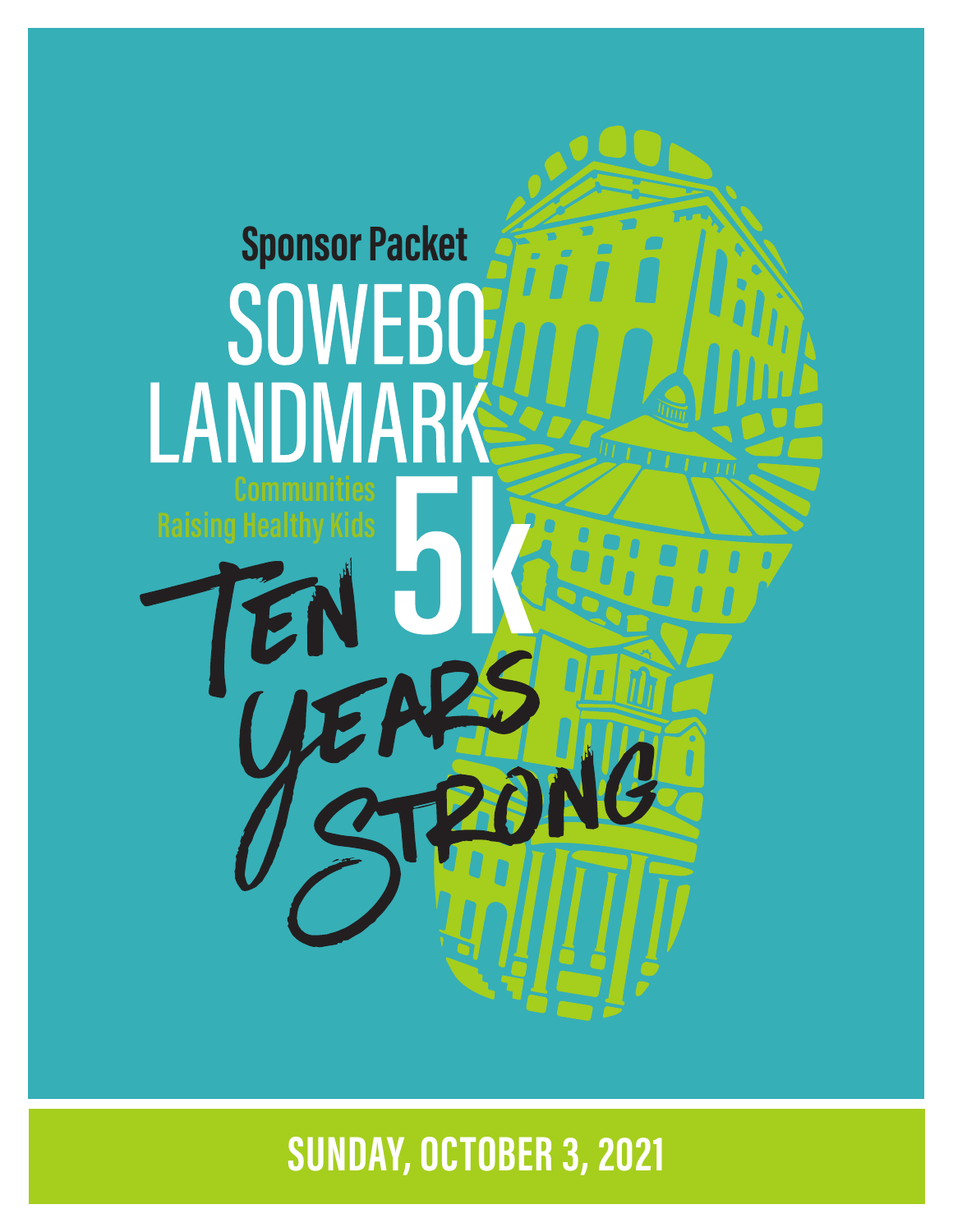**Sponsor Packet**

# SOWEBO LANDMARK 5k

Communities Raising Healthy Kids

Ten Years Strong

**SUNDAY, OCTOBER 3, 2021**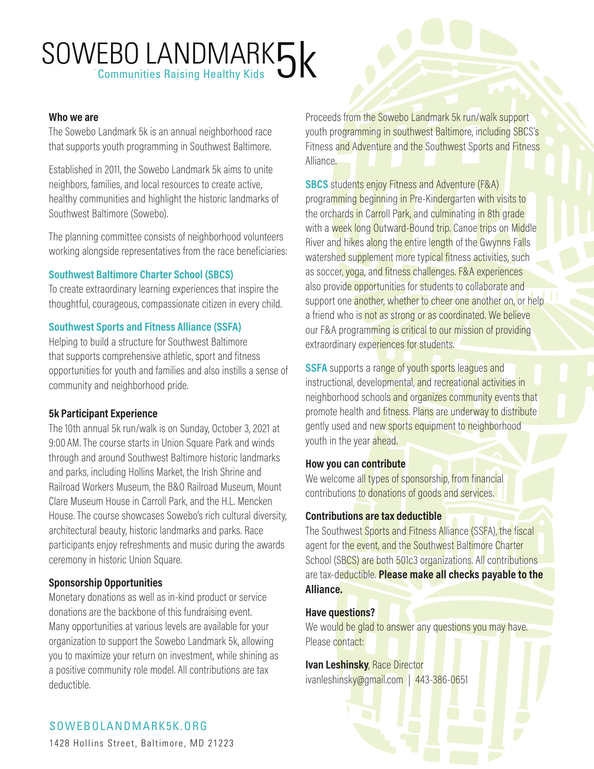# SOWEBO LANDMARK 5k

Communities Raising Healthy Kids

### Who we are

The Sowebo Landmark 5k is an annual neighborhood race that supports youth programming in Southwest Baltimore.

Established in 2011, the Sowebo Landmark 5k aims to unite neighbors, families, and local resources to create active, healthy communities and highlight the historic landmarks of Southwest Baltimore (Sowebo).

The planning committee consists of neighborhood volunteers working alongside representatives from the race beneficiaries:

### Southwest Baltimore Charter School (SBCS)

To create extraordinary learning experiences that inspire the thoughtful, courageous, compassionate citizen in every child.

### Southwest Sports and Fitness Alliance (SSFA)

Helping to build a structure for Southwest Baltimore that supports comprehensive athletic, sport and fitness opportunities for youth and families and also instills a sense of community and neighborhood pride.

### 5k Participant Experience

The 10th annual 5k run/walk is on Sunday, October 3, 2021 at 9:00 AM. The course starts in Union Square Park and winds through and around Southwest Baltimore historic landmarks and parks, including Hollins Market, the Irish Shrine and Railroad Workers Museum, the B&O Railroad Museum, Mount Clare Museum House in Carroll Park, and the H.L. Mencken House. The course showcases Sowebo's rich cultural diversity, architectural beauty, historic landmarks and parks. Race participants enjoy refreshments and music during the awards ceremony in historic Union Square.

### Sponsorship Opportunities

Monetary donations as well as in-kind product or service donations are the backbone of this fundraising event. Many opportunities at various levels are available for your organization to support the Sowebo Landmark 5k, allowing you to maximize your return on investment, while shining as a positive community role model. All contributions are tax deductible.

Proceeds from the Sowebo Landmark 5k run/walk support youth programming in southwest Baltimore, including SBCS's Fitness and Adventure and the Southwest Sports and Fitness Alliance.

**SBCS** students enjoy Fitness and Adventure (F&A) programming beginning in Pre-Kindergarten with visits to the orchards in Carroll Park, and culminating in 8th grade with a week long Outward-Bound trip. Canoe trips on Middle River and hikes along the entire length of the Gwynns Falls watershed supplement more typical fitness activities, such as soccer, yoga, and fitness challenges. F&A experiences also provide opportunities for students to collaborate and support one another, whether to cheer one another on, or help a friend who is not as strong or as coordinated. We believe our F&A programming is critical to our mission of providing extraordinary experiences for students.

**SSFA** supports a range of youth sports leagues and instructional, developmental, and recreational activities in neighborhood schools and organizes community events that promote health and fitness. Plans are underway to distribute gently used and new sports equipment to neighborhood youth in the year ahead.

### How you can contribute

We welcome all types of sponsorship, from financial contributions to donations of goods and services.

### Contributions are tax deductible

The Southwest Sports and Fitness Alliance (SSFA), the fiscal agent for the event, and the Southwest Baltimore Charter School (SBCS) are both 501c3 organizations. All contributions are tax-deductible. **Please make all checks payable to the Alliance.**

### Have questions?

We would be glad to answer any questions you may have. Please contact:

**Ivan Leshinsky**, Race Director
ivanleshinsky@gmail.com | 443-386-0651

SOWEBOLANDMARK5K.ORG

1428 Hollins Street, Baltimore, MD 21223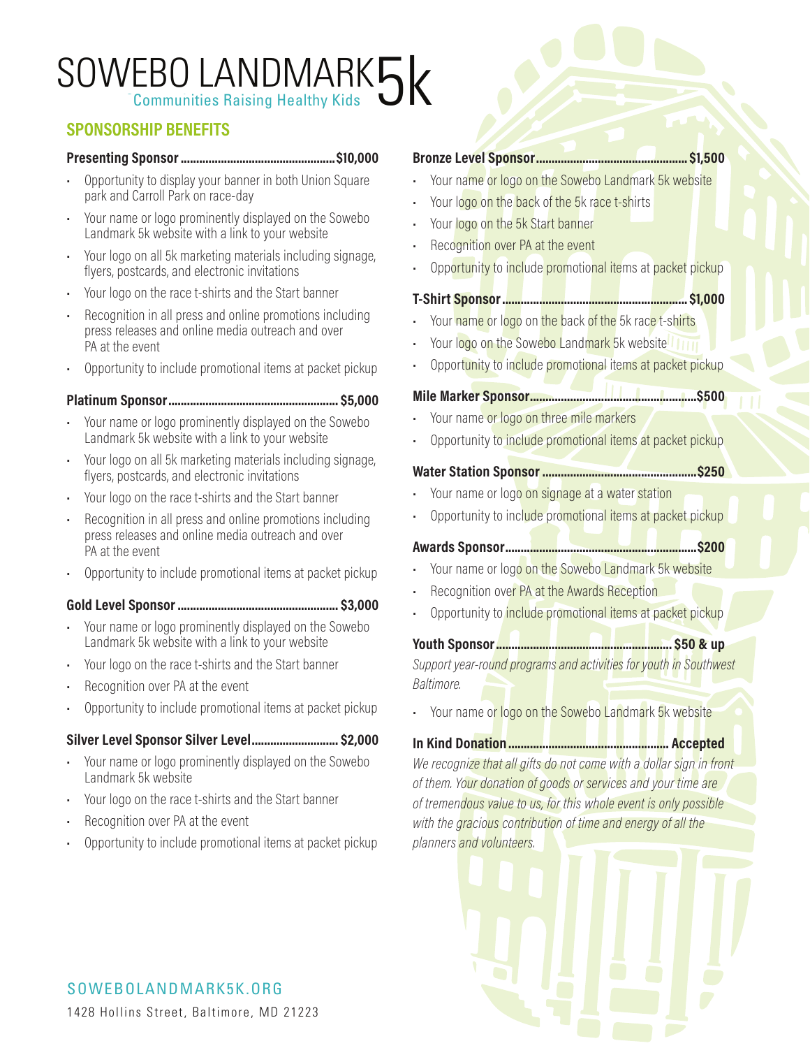# SOWEBO LANDMARK 5k

Communities Raising Healthy Kids

## SPONSORSHIP BENEFITS

**Presenting Sponsor ................................................ $10,000**

- Opportunity to display your banner in both Union Square park and Carroll Park on race-day
- Your name or logo prominently displayed on the Sowebo Landmark 5k website with a link to your website
- Your logo on all 5k marketing materials including signage, flyers, postcards, and electronic invitations
- Your logo on the race t-shirts and the Start banner
- Recognition in all press and online promotions including press releases and online media outreach and over PA at the event
- Opportunity to include promotional items at packet pickup

**Platinum Sponsor ................................................ $5,000**

- Your name or logo prominently displayed on the Sowebo Landmark 5k website with a link to your website
- Your logo on all 5k marketing materials including signage, flyers, postcards, and electronic invitations
- Your logo on the race t-shirts and the Start banner
- Recognition in all press and online promotions including press releases and online media outreach and over PA at the event
- Opportunity to include promotional items at packet pickup

**Gold Level Sponsor ................................................ $3,000**

- Your name or logo prominently displayed on the Sowebo Landmark 5k website with a link to your website
- Your logo on the race t-shirts and the Start banner
- Recognition over PA at the event
- Opportunity to include promotional items at packet pickup

**Silver Level Sponsor Silver Level ............................ $2,000**

- Your name or logo prominently displayed on the Sowebo Landmark 5k website
- Your logo on the race t-shirts and the Start banner
- Recognition over PA at the event
- Opportunity to include promotional items at packet pickup

**Bronze Level Sponsor ................................................ $1,500**

- Your name or logo on the Sowebo Landmark 5k website
- Your logo on the back of the 5k race t-shirts
- Your logo on the 5k Start banner
- Recognition over PA at the event
- Opportunity to include promotional items at packet pickup

**T-Shirt Sponsor ................................................ $1,000**

- Your name or logo on the back of the 5k race t-shirts
- Your logo on the Sowebo Landmark 5k website
- Opportunity to include promotional items at packet pickup

**Mile Marker Sponsor ................................................ $500**

- Your name or logo on three mile markers
- Opportunity to include promotional items at packet pickup

**Water Station Sponsor ................................................ $250**

- Your name or logo on signage at a water station
- Opportunity to include promotional items at packet pickup

**Awards Sponsor ................................................ $200**

- Your name or logo on the Sowebo Landmark 5k website
- Recognition over PA at the Awards Reception
- Opportunity to include promotional items at packet pickup

**Youth Sponsor ................................................ $50 & up**

*Support year-round programs and activities for youth in Southwest Baltimore.*

- Your name or logo on the Sowebo Landmark 5k website

**In Kind Donation ................................................ Accepted**

*We recognize that all gifts do not come with a dollar sign in front of them. Your donation of goods or services and your time are of tremendous value to us, for this whole event is only possible with the gracious contribution of time and energy of all the planners and volunteers.*

SOWEBOLANDMARK5K.ORG

1428 Hollins Street, Baltimore, MD 21223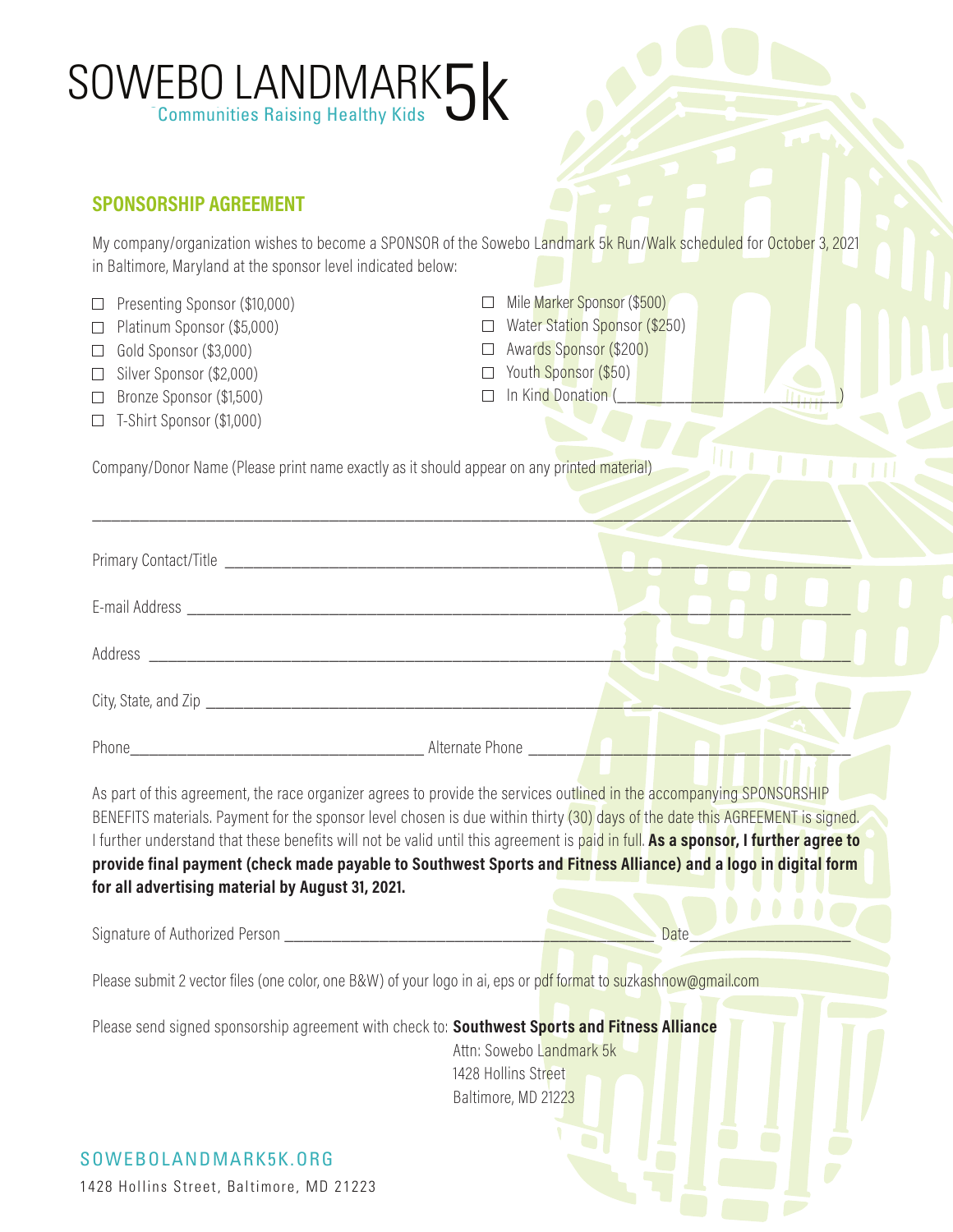# SOWEBO LANDMARK 5k

Communities Raising Healthy Kids

## SPONSORSHIP AGREEMENT

My company/organization wishes to become a SPONSOR of the Sowebo Landmark 5k Run/Walk scheduled for October 3, 2021 in Baltimore, Maryland at the sponsor level indicated below:

- ☐ Presenting Sponsor ($10,000)
- ☐ Platinum Sponsor ($5,000)
- ☐ Gold Sponsor ($3,000)
- ☐ Silver Sponsor ($2,000)
- ☐ Bronze Sponsor ($1,500)
- ☐ T-Shirt Sponsor ($1,000)
- ☐ Mile Marker Sponsor ($500)
- ☐ Water Station Sponsor ($250)
- ☐ Awards Sponsor ($200)
- ☐ Youth Sponsor ($50)
- ☐ In Kind Donation (____________________)

Company/Donor Name (Please print name exactly as it should appear on any printed material)

______________________________________________________________________

Primary Contact/Title ______________________________________________________

E-mail Address ___________________________________________________________

Address _________________________________________________________________

City, State, and Zip ________________________________________________________

Phone______________________________ Alternate Phone ___________________________

As part of this agreement, the race organizer agrees to provide the services outlined in the accompanying SPONSORSHIP BENEFITS materials. Payment for the sponsor level chosen is due within thirty (30) days of the date this AGREEMENT is signed. I further understand that these benefits will not be valid until this agreement is paid in full. **As a sponsor, I further agree to provide final payment (check made payable to Southwest Sports and Fitness Alliance) and a logo in digital form for all advertising material by August 31, 2021.**

Signature of Authorized Person ______________________________________ Date_______________

Please submit 2 vector files (one color, one B&W) of your logo in ai, eps or pdf format to suzkashnow@gmail.com

Please send signed sponsorship agreement with check to: **Southwest Sports and Fitness Alliance**
Attn: Sowebo Landmark 5k
1428 Hollins Street
Baltimore, MD 21223

SOWEBOLANDMARK5K.ORG

1428 Hollins Street, Baltimore, MD 21223